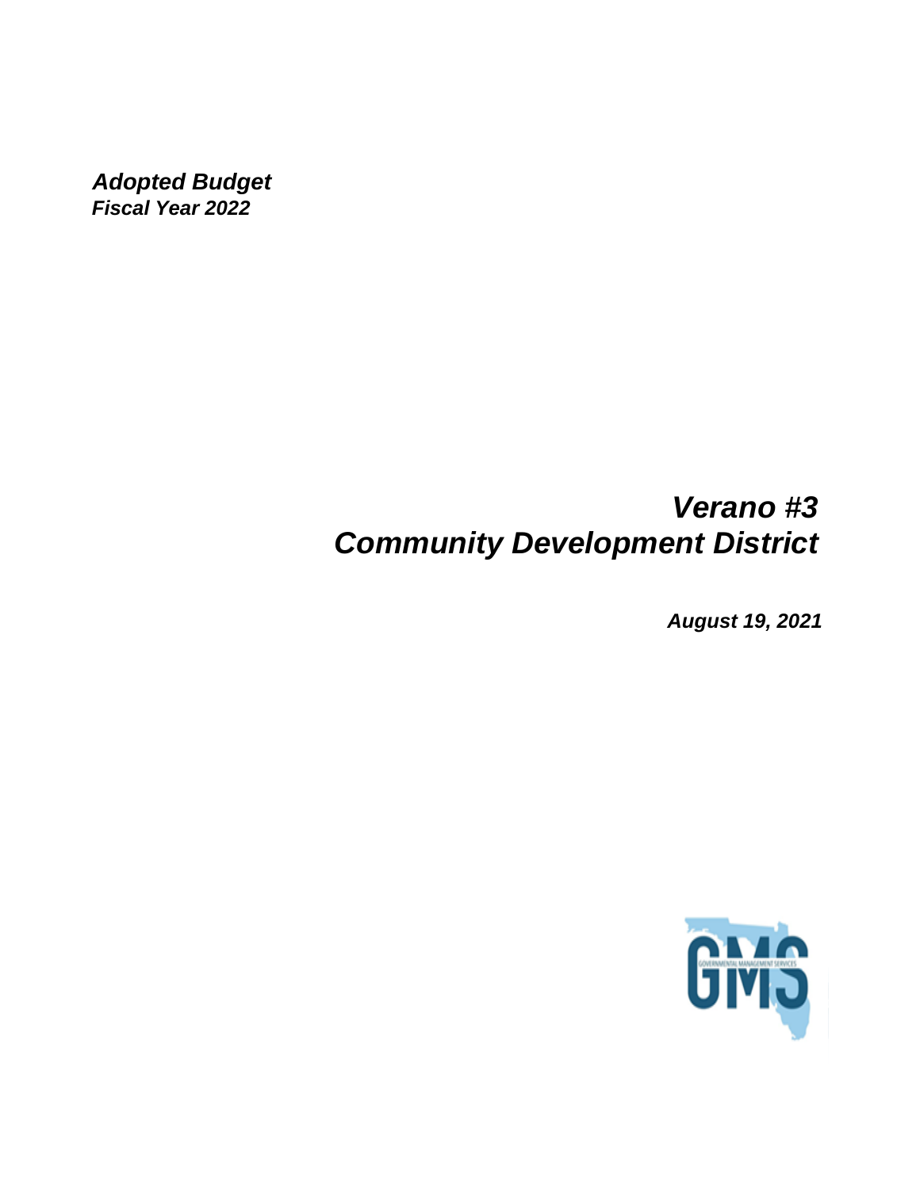***Adopted Budget***
***Fiscal Year 2022***

# *Verano #3*
# *Community Development District*

***August 19, 2021***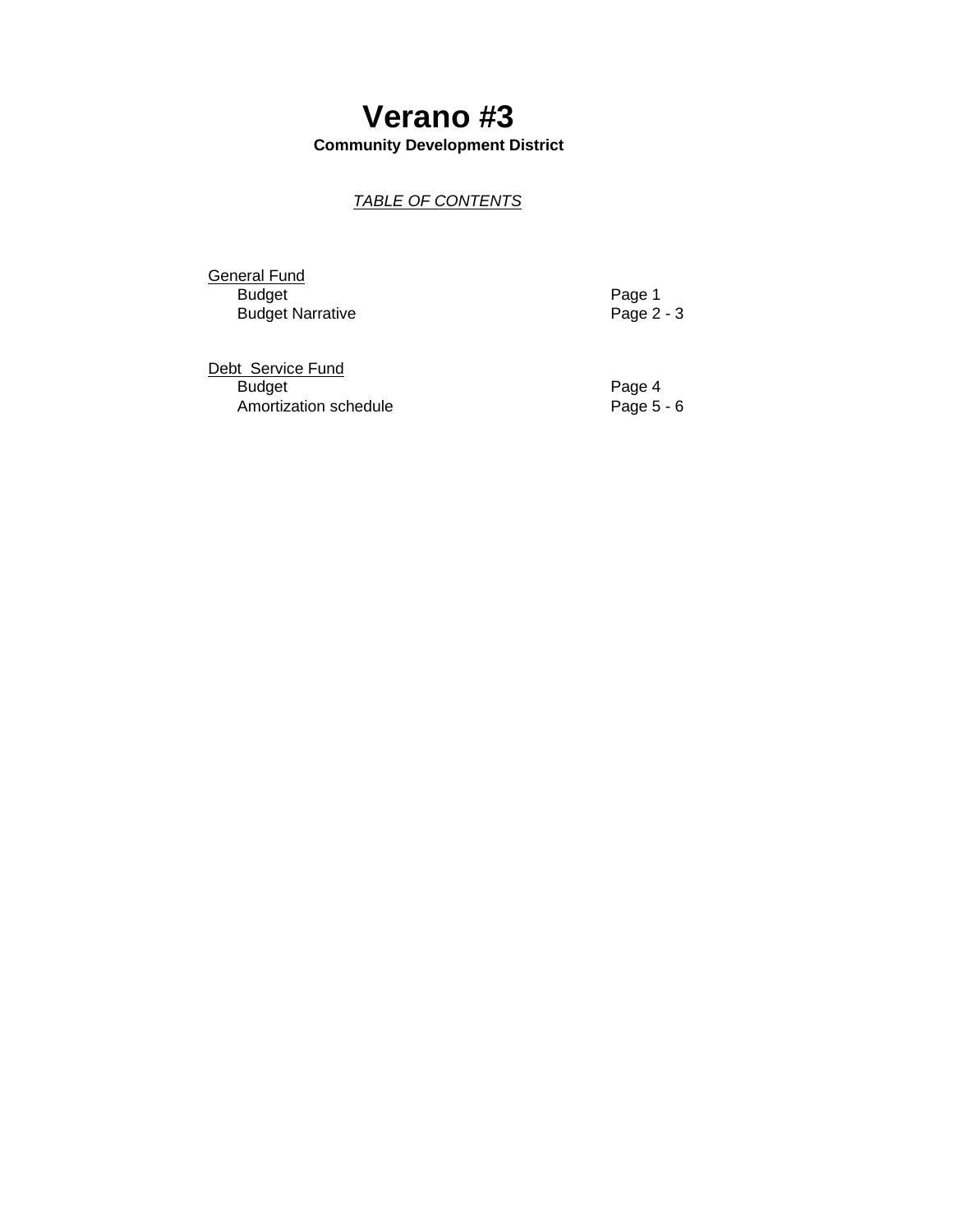# Verano #3

**Community Development District**

*TABLE OF CONTENTS*

| | |
|---|---|
| General Fund | |
| Budget | Page 1 |
| Budget Narrative | Page 2 - 3 |
| | |
| Debt Service Fund | |
| Budget | Page 4 |
| Amortization schedule | Page 5 - 6 |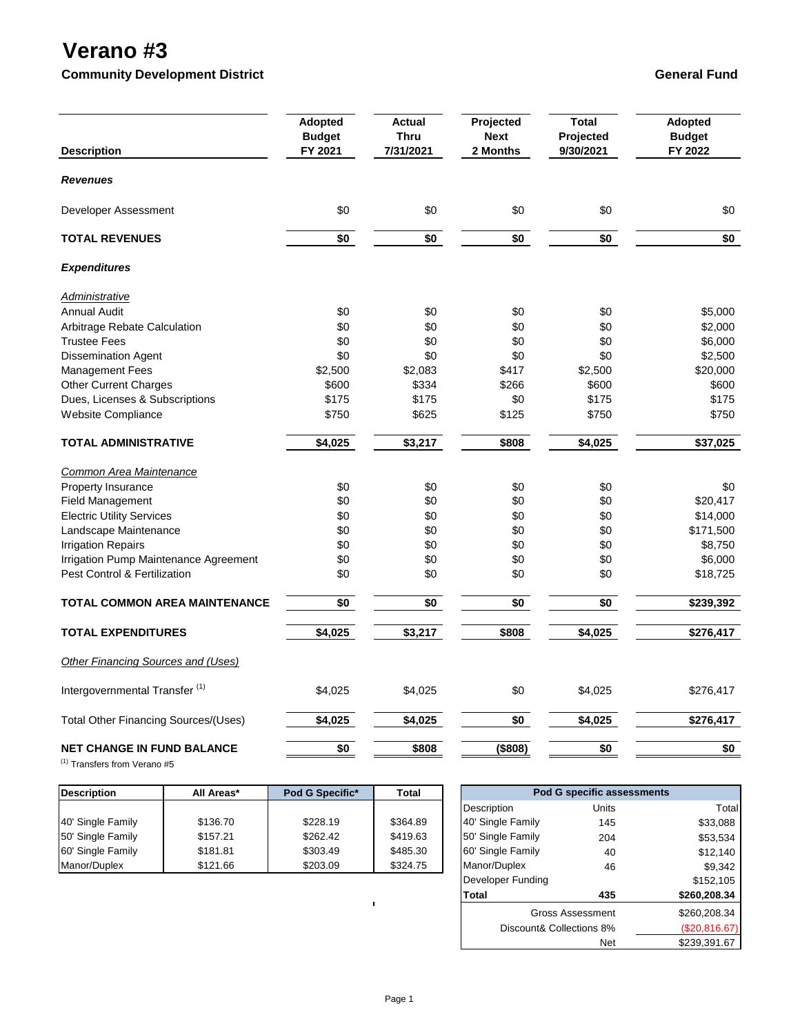# Verano #3

**Community Development District** **General Fund**

| Description | Adopted Budget FY 2021 | Actual Thru 7/31/2021 | Projected Next 2 Months | Total Projected 9/30/2021 | Adopted Budget FY 2022 |
|---|---|---|---|---|---|
| ***Revenues*** | | | | | |
| Developer Assessment | $0 | $0 | $0 | $0 | $0 |
| **TOTAL REVENUES** | **$0** | **$0** | **$0** | **$0** | **$0** |
| ***Expenditures*** | | | | | |
| *Administrative* | | | | | |
| Annual Audit | $0 | $0 | $0 | $0 | $5,000 |
| Arbitrage Rebate Calculation | $0 | $0 | $0 | $0 | $2,000 |
| Trustee Fees | $0 | $0 | $0 | $0 | $6,000 |
| Dissemination Agent | $0 | $0 | $0 | $0 | $2,500 |
| Management Fees | $2,500 | $2,083 | $417 | $2,500 | $20,000 |
| Other Current Charges | $600 | $334 | $266 | $600 | $600 |
| Dues, Licenses & Subscriptions | $175 | $175 | $0 | $175 | $175 |
| Website Compliance | $750 | $625 | $125 | $750 | $750 |
| **TOTAL ADMINISTRATIVE** | **$4,025** | **$3,217** | **$808** | **$4,025** | **$37,025** |
| *Common Area Maintenance* | | | | | |
| Property Insurance | $0 | $0 | $0 | $0 | $0 |
| Field Management | $0 | $0 | $0 | $0 | $20,417 |
| Electric Utility Services | $0 | $0 | $0 | $0 | $14,000 |
| Landscape Maintenance | $0 | $0 | $0 | $0 | $171,500 |
| Irrigation Repairs | $0 | $0 | $0 | $0 | $8,750 |
| Irrigation Pump Maintenance Agreement | $0 | $0 | $0 | $0 | $6,000 |
| Pest Control & Fertilization | $0 | $0 | $0 | $0 | $18,725 |
| **TOTAL COMMON AREA MAINTENANCE** | **$0** | **$0** | **$0** | **$0** | **$239,392** |
| **TOTAL EXPENDITURES** | **$4,025** | **$3,217** | **$808** | **$4,025** | **$276,417** |
| *Other Financing Sources and (Uses)* | | | | | |
| Intergovernmental Transfer [(1)] | $4,025 | $4,025 | $0 | $4,025 | $276,417 |
| Total Other Financing Sources/(Uses) | **$4,025** | **$4,025** | **$0** | **$4,025** | **$276,417** |
| **NET CHANGE IN FUND BALANCE** | **$0** | **$808** | **($808)** | **$0** | **$0** |

[(1)] Transfers from Verano #5

| Description | All Areas* | Pod G Specific* | Total |
|---|---|---|---|
| 40' Single Family | $136.70 | $228.19 | $364.89 |
| 50' Single Family | $157.21 | $262.42 | $419.63 |
| 60' Single Family | $181.81 | $303.49 | $485.30 |
| Manor/Duplex | $121.66 | $203.09 | $324.75 |

| Pod G specific assessments | | |
|---|---|---|
| Description | Units | Total |
| 40' Single Family | 145 | $33,088 |
| 50' Single Family | 204 | $53,534 |
| 60' Single Family | 40 | $12,140 |
| Manor/Duplex | 46 | $9,342 |
| Developer Funding | | $152,105 |
| **Total** | **435** | **$260,208.34** |
| | Gross Assessment | $260,208.34 |
| | Discount& Collections 8% | ($20,816.67) |
| | Net | $239,391.67 |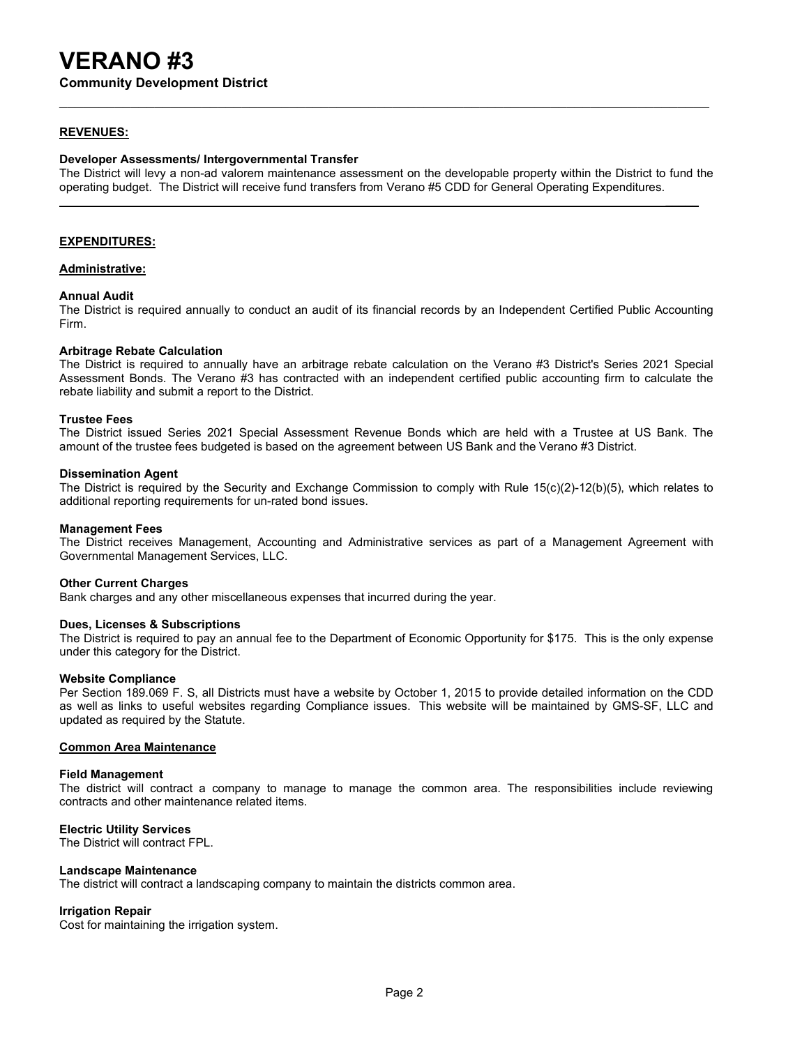# VERANO #3

**Community Development District**

---

**REVENUES:**

**Developer Assessments/ Intergovernmental Transfer**

The District will levy a non-ad valorem maintenance assessment on the developable property within the District to fund the operating budget. The District will receive fund transfers from Verano #5 CDD for General Operating Expenditures.

---

**EXPENDITURES:**

**Administrative:**

**Annual Audit**

The District is required annually to conduct an audit of its financial records by an Independent Certified Public Accounting Firm.

**Arbitrage Rebate Calculation**

The District is required to annually have an arbitrage rebate calculation on the Verano #3 District's Series 2021 Special Assessment Bonds. The Verano #3 has contracted with an independent certified public accounting firm to calculate the rebate liability and submit a report to the District.

**Trustee Fees**

The District issued Series 2021 Special Assessment Revenue Bonds which are held with a Trustee at US Bank. The amount of the trustee fees budgeted is based on the agreement between US Bank and the Verano #3 District.

**Dissemination Agent**

The District is required by the Security and Exchange Commission to comply with Rule 15(c)(2)-12(b)(5), which relates to additional reporting requirements for un-rated bond issues.

**Management Fees**

The District receives Management, Accounting and Administrative services as part of a Management Agreement with Governmental Management Services, LLC.

**Other Current Charges**

Bank charges and any other miscellaneous expenses that incurred during the year.

**Dues, Licenses & Subscriptions**

The District is required to pay an annual fee to the Department of Economic Opportunity for $175. This is the only expense under this category for the District.

**Website Compliance**

Per Section 189.069 F. S, all Districts must have a website by October 1, 2015 to provide detailed information on the CDD as well as links to useful websites regarding Compliance issues. This website will be maintained by GMS-SF, LLC and updated as required by the Statute.

**Common Area Maintenance**

**Field Management**

The district will contract a company to manage to manage the common area. The responsibilities include reviewing contracts and other maintenance related items.

**Electric Utility Services**

The District will contract FPL.

**Landscape Maintenance**

The district will contract a landscaping company to maintain the districts common area.

**Irrigation Repair**

Cost for maintaining the irrigation system.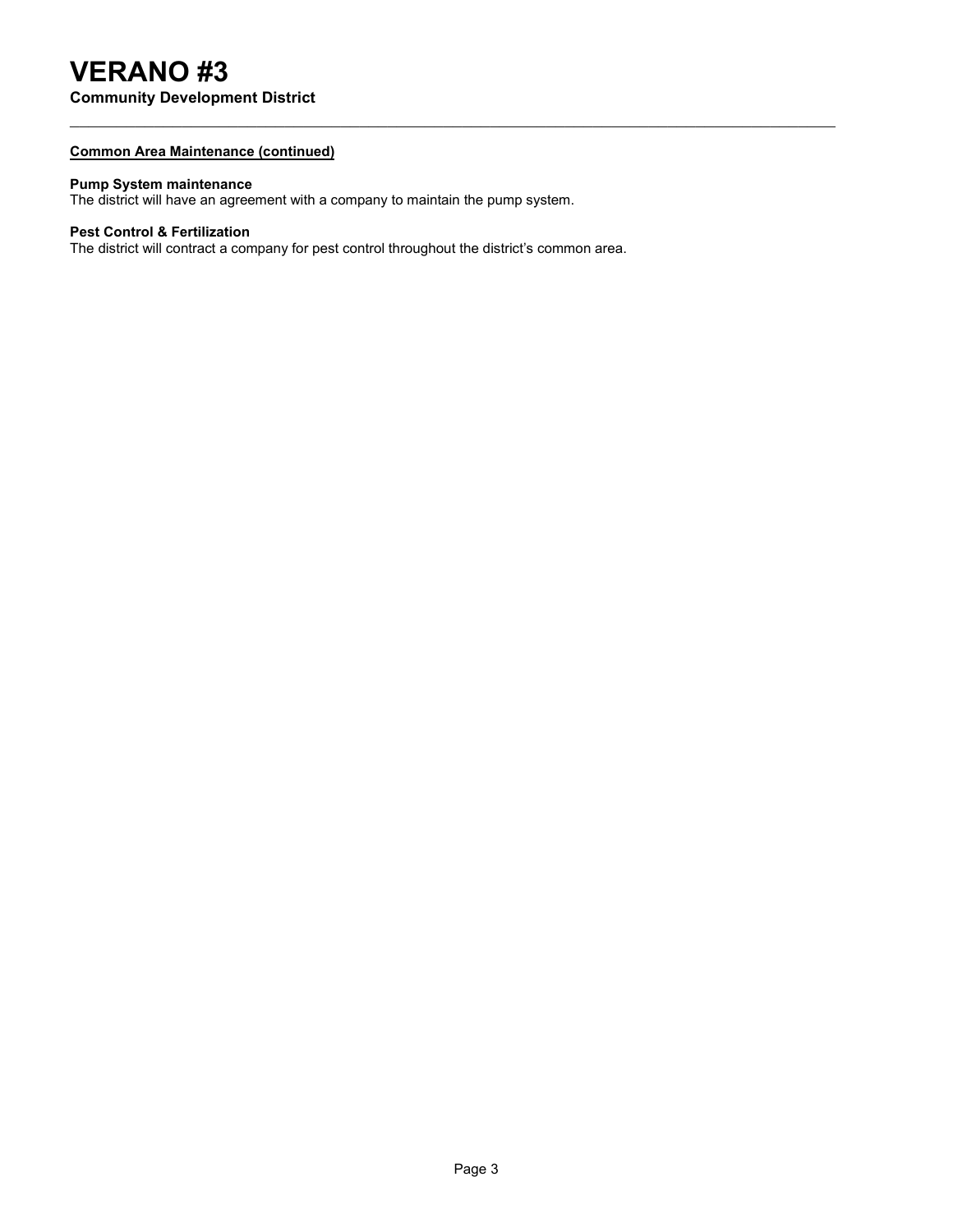**Common Area Maintenance (continued)**

**Pump System maintenance**
The district will have an agreement with a company to maintain the pump system.

**Pest Control & Fertilization**
The district will contract a company for pest control throughout the district's common area.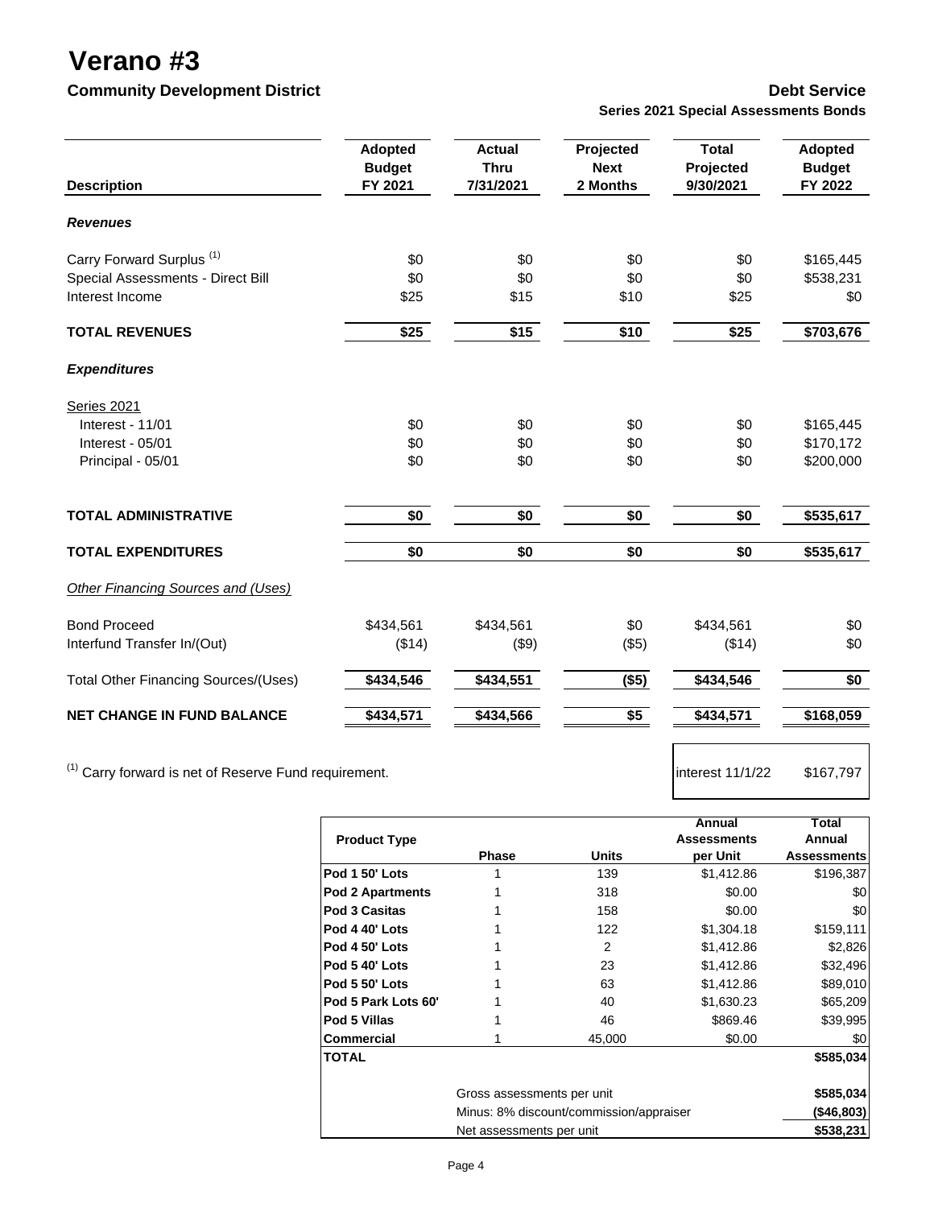# Verano #3

## Community Development District

**Debt Service**

**Series 2021 Special Assessments Bonds**

| Description | Adopted Budget FY 2021 | Actual Thru 7/31/2021 | Projected Next 2 Months | Total Projected 9/30/2021 | Adopted Budget FY 2022 |
|---|---|---|---|---|---|
| ***Revenues*** | | | | | |
| Carry Forward Surplus [(1)] | $0 | $0 | $0 | $0 | $165,445 |
| Special Assessments - Direct Bill | $0 | $0 | $0 | $0 | $538,231 |
| Interest Income | $25 | $15 | $10 | $25 | $0 |
| **TOTAL REVENUES** | **$25** | **$15** | **$10** | **$25** | **$703,676** |
| ***Expenditures*** | | | | | |
| Series 2021 | | | | | |
| Interest - 11/01 | $0 | $0 | $0 | $0 | $165,445 |
| Interest - 05/01 | $0 | $0 | $0 | $0 | $170,172 |
| Principal - 05/01 | $0 | $0 | $0 | $0 | $200,000 |
| **TOTAL ADMINISTRATIVE** | **$0** | **$0** | **$0** | **$0** | **$535,617** |
| **TOTAL EXPENDITURES** | **$0** | **$0** | **$0** | **$0** | **$535,617** |
| *Other Financing Sources and (Uses)* | | | | | |
| Bond Proceed | $434,561 | $434,561 | $0 | $434,561 | $0 |
| Interfund Transfer In/(Out) | ($14) | ($9) | ($5) | ($14) | $0 |
| Total Other Financing Sources/(Uses) | **$434,546** | **$434,551** | **($5)** | **$434,546** | **$0** |
| **NET CHANGE IN FUND BALANCE** | **$434,571** | **$434,566** | **$5** | **$434,571** | **$168,059** |

[(1)] Carry forward is net of Reserve Fund requirement.

| interest 11/1/22 | $167,797 |
|---|---|

| Product Type | Phase | Units | Annual Assessments per Unit | Total Annual Assessments |
|---|---|---|---|---|
| **Pod 1 50' Lots** | 1 | 139 | $1,412.86 | $196,387 |
| **Pod 2 Apartments** | 1 | 318 | $0.00 | $0 |
| **Pod 3 Casitas** | 1 | 158 | $0.00 | $0 |
| **Pod 4 40' Lots** | 1 | 122 | $1,304.18 | $159,111 |
| **Pod 4 50' Lots** | 1 | 2 | $1,412.86 | $2,826 |
| **Pod 5 40' Lots** | 1 | 23 | $1,412.86 | $32,496 |
| **Pod 5 50' Lots** | 1 | 63 | $1,412.86 | $89,010 |
| **Pod 5 Park Lots 60'** | 1 | 40 | $1,630.23 | $65,209 |
| **Pod 5 Villas** | 1 | 46 | $869.46 | $39,995 |
| **Commercial** | 1 | 45,000 | $0.00 | $0 |
| **TOTAL** | | | | **$585,034** |
| | Gross assessments per unit | | | **$585,034** |
| | Minus: 8% discount/commission/appraiser | | | **($46,803)** |
| | Net assessments per unit | | | **$538,231** |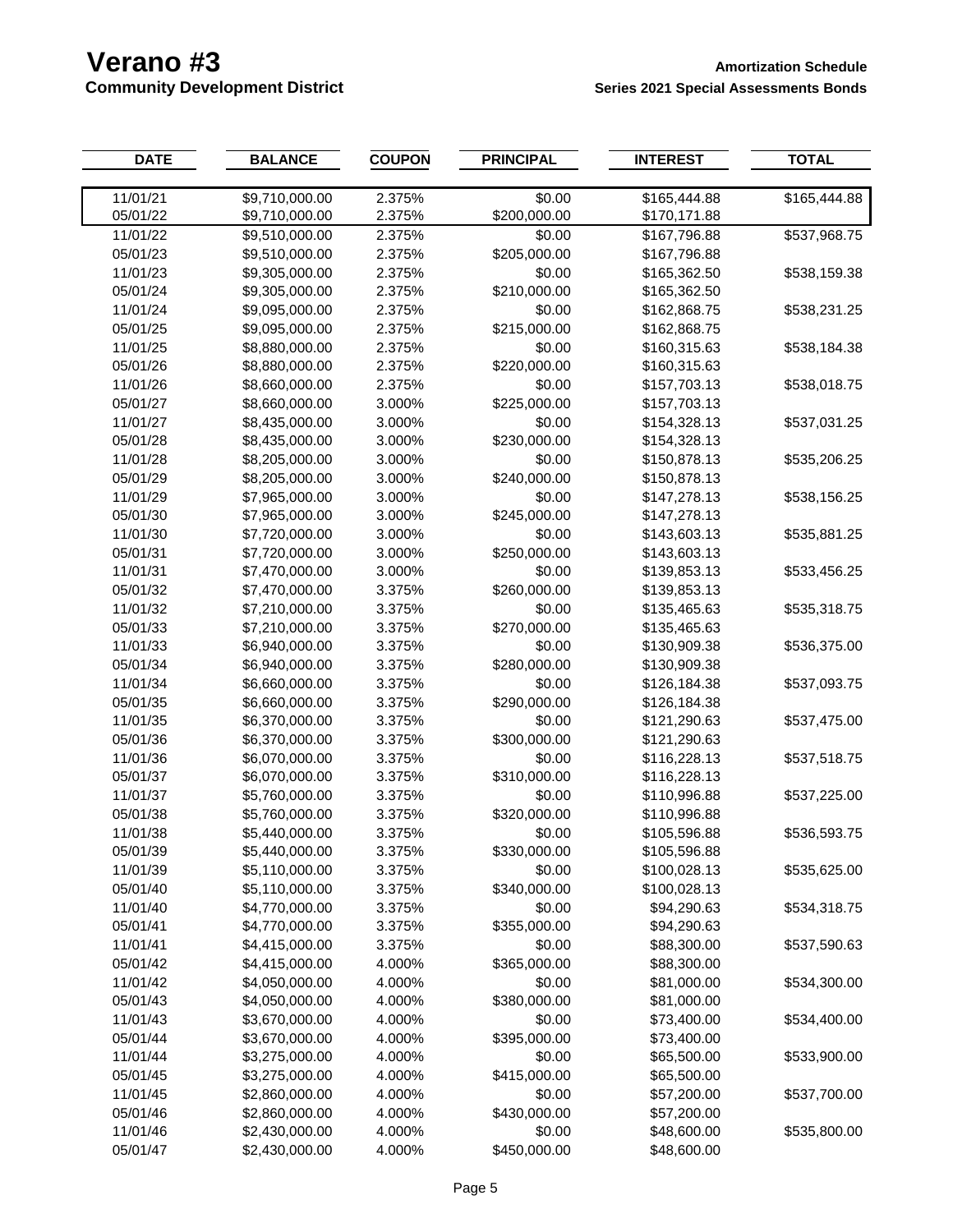# Verano #3

## Community Development District

**Amortization Schedule**

**Series 2021 Special Assessments Bonds**

| DATE | BALANCE | COUPON | PRINCIPAL | INTEREST | TOTAL |
|---|---|---|---|---|---|
| 11/01/21 | $9,710,000.00 | 2.375% | $0.00 | $165,444.88 | $165,444.88 |
| 05/01/22 | $9,710,000.00 | 2.375% | $200,000.00 | $170,171.88 | |
| 11/01/22 | $9,510,000.00 | 2.375% | $0.00 | $167,796.88 | $537,968.75 |
| 05/01/23 | $9,510,000.00 | 2.375% | $205,000.00 | $167,796.88 | |
| 11/01/23 | $9,305,000.00 | 2.375% | $0.00 | $165,362.50 | $538,159.38 |
| 05/01/24 | $9,305,000.00 | 2.375% | $210,000.00 | $165,362.50 | |
| 11/01/24 | $9,095,000.00 | 2.375% | $0.00 | $162,868.75 | $538,231.25 |
| 05/01/25 | $9,095,000.00 | 2.375% | $215,000.00 | $162,868.75 | |
| 11/01/25 | $8,880,000.00 | 2.375% | $0.00 | $160,315.63 | $538,184.38 |
| 05/01/26 | $8,880,000.00 | 2.375% | $220,000.00 | $160,315.63 | |
| 11/01/26 | $8,660,000.00 | 2.375% | $0.00 | $157,703.13 | $538,018.75 |
| 05/01/27 | $8,660,000.00 | 3.000% | $225,000.00 | $157,703.13 | |
| 11/01/27 | $8,435,000.00 | 3.000% | $0.00 | $154,328.13 | $537,031.25 |
| 05/01/28 | $8,435,000.00 | 3.000% | $230,000.00 | $154,328.13 | |
| 11/01/28 | $8,205,000.00 | 3.000% | $0.00 | $150,878.13 | $535,206.25 |
| 05/01/29 | $8,205,000.00 | 3.000% | $240,000.00 | $150,878.13 | |
| 11/01/29 | $7,965,000.00 | 3.000% | $0.00 | $147,278.13 | $538,156.25 |
| 05/01/30 | $7,965,000.00 | 3.000% | $245,000.00 | $147,278.13 | |
| 11/01/30 | $7,720,000.00 | 3.000% | $0.00 | $143,603.13 | $535,881.25 |
| 05/01/31 | $7,720,000.00 | 3.000% | $250,000.00 | $143,603.13 | |
| 11/01/31 | $7,470,000.00 | 3.000% | $0.00 | $139,853.13 | $533,456.25 |
| 05/01/32 | $7,470,000.00 | 3.375% | $260,000.00 | $139,853.13 | |
| 11/01/32 | $7,210,000.00 | 3.375% | $0.00 | $135,465.63 | $535,318.75 |
| 05/01/33 | $7,210,000.00 | 3.375% | $270,000.00 | $135,465.63 | |
| 11/01/33 | $6,940,000.00 | 3.375% | $0.00 | $130,909.38 | $536,375.00 |
| 05/01/34 | $6,940,000.00 | 3.375% | $280,000.00 | $130,909.38 | |
| 11/01/34 | $6,660,000.00 | 3.375% | $0.00 | $126,184.38 | $537,093.75 |
| 05/01/35 | $6,660,000.00 | 3.375% | $290,000.00 | $126,184.38 | |
| 11/01/35 | $6,370,000.00 | 3.375% | $0.00 | $121,290.63 | $537,475.00 |
| 05/01/36 | $6,370,000.00 | 3.375% | $300,000.00 | $121,290.63 | |
| 11/01/36 | $6,070,000.00 | 3.375% | $0.00 | $116,228.13 | $537,518.75 |
| 05/01/37 | $6,070,000.00 | 3.375% | $310,000.00 | $116,228.13 | |
| 11/01/37 | $5,760,000.00 | 3.375% | $0.00 | $110,996.88 | $537,225.00 |
| 05/01/38 | $5,760,000.00 | 3.375% | $320,000.00 | $110,996.88 | |
| 11/01/38 | $5,440,000.00 | 3.375% | $0.00 | $105,596.88 | $536,593.75 |
| 05/01/39 | $5,440,000.00 | 3.375% | $330,000.00 | $105,596.88 | |
| 11/01/39 | $5,110,000.00 | 3.375% | $0.00 | $100,028.13 | $535,625.00 |
| 05/01/40 | $5,110,000.00 | 3.375% | $340,000.00 | $100,028.13 | |
| 11/01/40 | $4,770,000.00 | 3.375% | $0.00 | $94,290.63 | $534,318.75 |
| 05/01/41 | $4,770,000.00 | 3.375% | $355,000.00 | $94,290.63 | |
| 11/01/41 | $4,415,000.00 | 3.375% | $0.00 | $88,300.00 | $537,590.63 |
| 05/01/42 | $4,415,000.00 | 4.000% | $365,000.00 | $88,300.00 | |
| 11/01/42 | $4,050,000.00 | 4.000% | $0.00 | $81,000.00 | $534,300.00 |
| 05/01/43 | $4,050,000.00 | 4.000% | $380,000.00 | $81,000.00 | |
| 11/01/43 | $3,670,000.00 | 4.000% | $0.00 | $73,400.00 | $534,400.00 |
| 05/01/44 | $3,670,000.00 | 4.000% | $395,000.00 | $73,400.00 | |
| 11/01/44 | $3,275,000.00 | 4.000% | $0.00 | $65,500.00 | $533,900.00 |
| 05/01/45 | $3,275,000.00 | 4.000% | $415,000.00 | $65,500.00 | |
| 11/01/45 | $2,860,000.00 | 4.000% | $0.00 | $57,200.00 | $537,700.00 |
| 05/01/46 | $2,860,000.00 | 4.000% | $430,000.00 | $57,200.00 | |
| 11/01/46 | $2,430,000.00 | 4.000% | $0.00 | $48,600.00 | $535,800.00 |
| 05/01/47 | $2,430,000.00 | 4.000% | $450,000.00 | $48,600.00 | |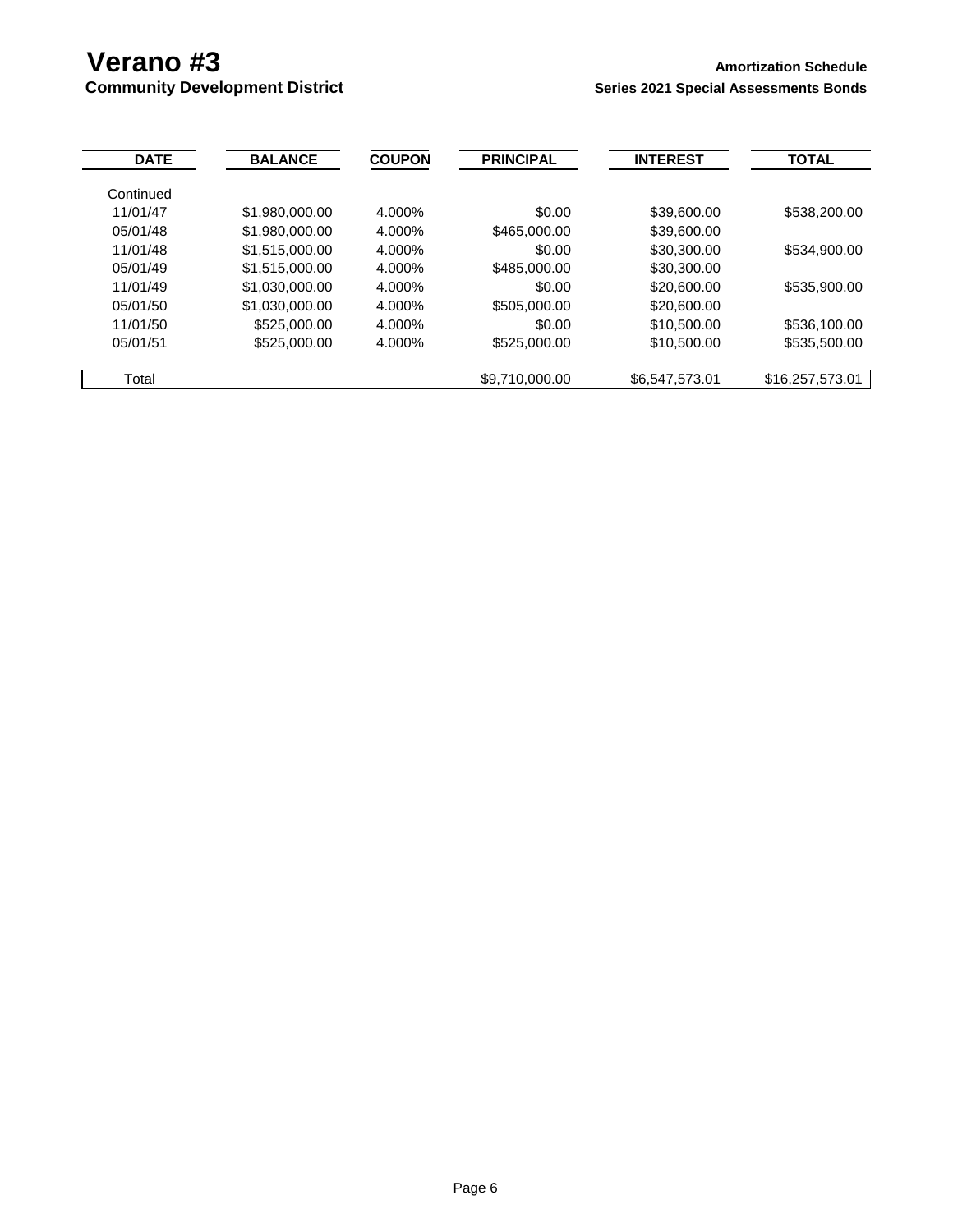# Verano #3
## Community Development District

**Amortization Schedule**
**Series 2021 Special Assessments Bonds**

| DATE | BALANCE | COUPON | PRINCIPAL | INTEREST | TOTAL |
|---|---|---|---|---|---|
| Continued | | | | | |
| 11/01/47 | $1,980,000.00 | 4.000% | $0.00 | $39,600.00 | $538,200.00 |
| 05/01/48 | $1,980,000.00 | 4.000% | $465,000.00 | $39,600.00 | |
| 11/01/48 | $1,515,000.00 | 4.000% | $0.00 | $30,300.00 | $534,900.00 |
| 05/01/49 | $1,515,000.00 | 4.000% | $485,000.00 | $30,300.00 | |
| 11/01/49 | $1,030,000.00 | 4.000% | $0.00 | $20,600.00 | $535,900.00 |
| 05/01/50 | $1,030,000.00 | 4.000% | $505,000.00 | $20,600.00 | |
| 11/01/50 | $525,000.00 | 4.000% | $0.00 | $10,500.00 | $536,100.00 |
| 05/01/51 | $525,000.00 | 4.000% | $525,000.00 | $10,500.00 | $535,500.00 |
| Total | | | $9,710,000.00 | $6,547,573.01 | $16,257,573.01 |